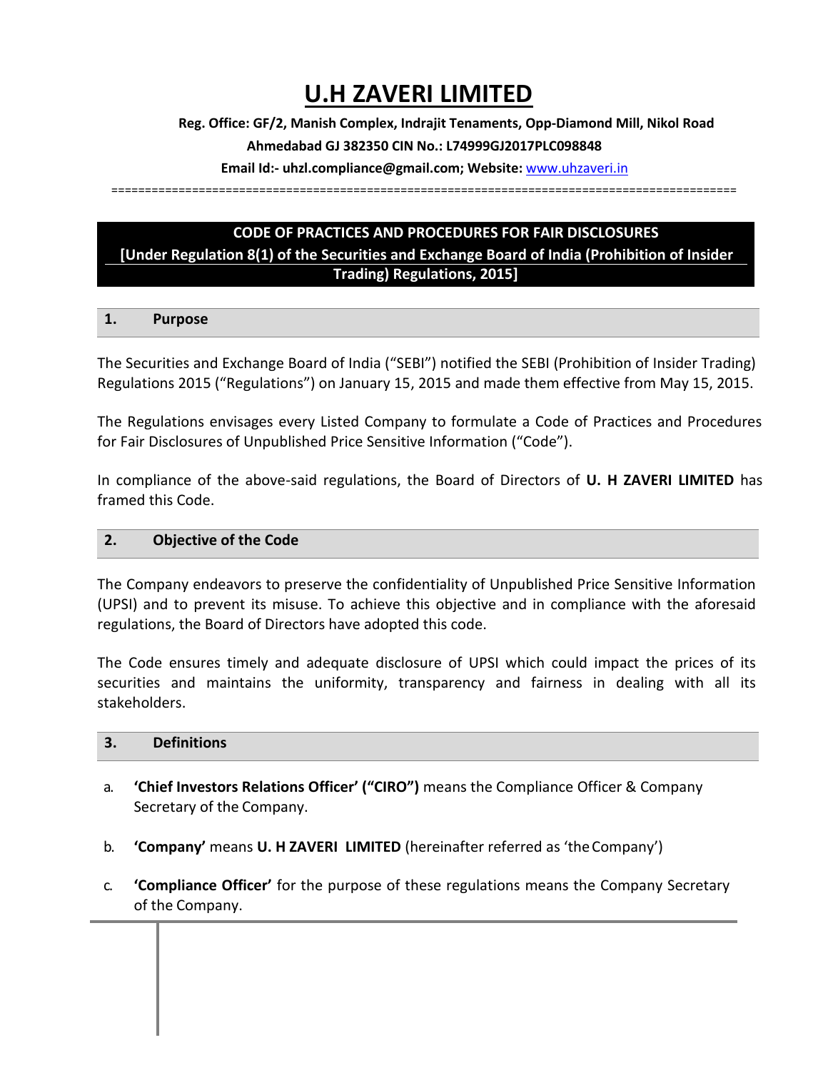# U.H ZAVERI LIMITED

**Reg. Office: GF/2, Manish Complex, Indrajit Tenaments, Opp-Diamond Mill, Nikol Road Ahmedabad GJ 382350 CIN No.: L74999GJ2017PLC098848**

**Email Id:- uhzl.compliance@gmail.com; Website: www.uhzaveri.in**

## CODE OF PRACTICES AND PROCEDURES FOR FAIR DISCLOSURES
**[Under Regulation 8(1) of the Securities and Exchange Board of India (Prohibition of Insider Trading) Regulations, 2015]**

### 1. Purpose

The Securities and Exchange Board of India ("SEBI") notified the SEBI (Prohibition of Insider Trading) Regulations 2015 ("Regulations") on January 15, 2015 and made them effective from May 15, 2015.

The Regulations envisages every Listed Company to formulate a Code of Practices and Procedures for Fair Disclosures of Unpublished Price Sensitive Information ("Code").

In compliance of the above-said regulations, the Board of Directors of **U. H ZAVERI LIMITED** has framed this Code.

### 2. Objective of the Code

The Company endeavors to preserve the confidentiality of Unpublished Price Sensitive Information (UPSI) and to prevent its misuse. To achieve this objective and in compliance with the aforesaid regulations, the Board of Directors have adopted this code.

The Code ensures timely and adequate disclosure of UPSI which could impact the prices of its securities and maintains the uniformity, transparency and fairness in dealing with all its stakeholders.

### 3. Definitions

a. **'Chief Investors Relations Officer' ("CIRO")** means the Compliance Officer & Company Secretary of the Company.

b. **'Company'** means **U. H ZAVERI LIMITED** (hereinafter referred as 'the Company')

c. **'Compliance Officer'** for the purpose of these regulations means the Company Secretary of the Company.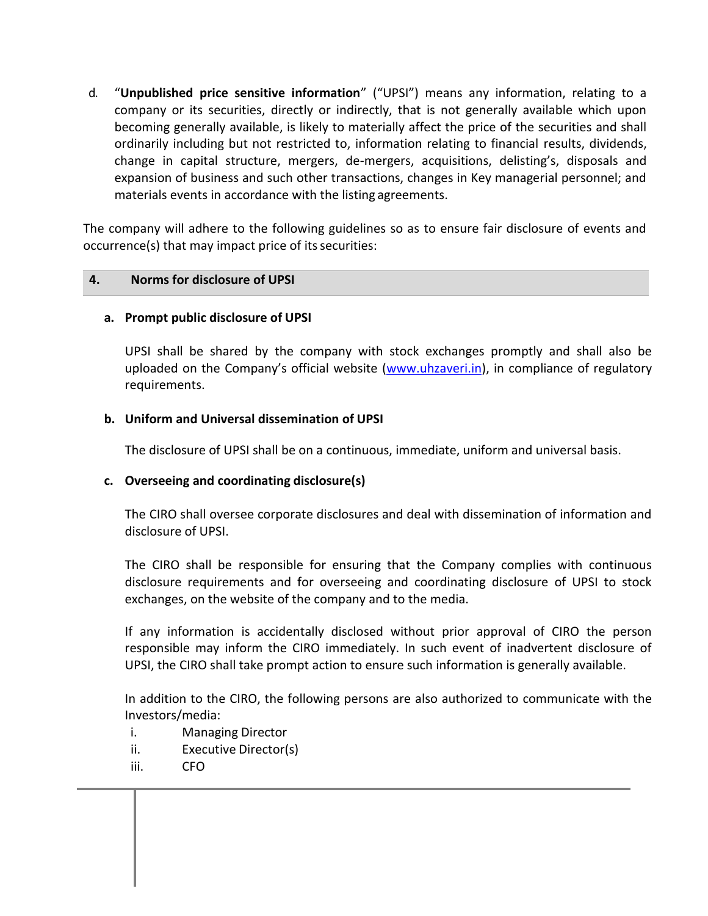d. "**Unpublished price sensitive information**" ("UPSI") means any information, relating to a company or its securities, directly or indirectly, that is not generally available which upon becoming generally available, is likely to materially affect the price of the securities and shall ordinarily including but not restricted to, information relating to financial results, dividends, change in capital structure, mergers, de-mergers, acquisitions, delisting's, disposals and expansion of business and such other transactions, changes in Key managerial personnel; and materials events in accordance with the listing agreements.

The company will adhere to the following guidelines so as to ensure fair disclosure of events and occurrence(s) that may impact price of its securities:

## 4. Norms for disclosure of UPSI

### a. Prompt public disclosure of UPSI

UPSI shall be shared by the company with stock exchanges promptly and shall also be uploaded on the Company's official website (www.uhzaveri.in), in compliance of regulatory requirements.

### b. Uniform and Universal dissemination of UPSI

The disclosure of UPSI shall be on a continuous, immediate, uniform and universal basis.

### c. Overseeing and coordinating disclosure(s)

The CIRO shall oversee corporate disclosures and deal with dissemination of information and disclosure of UPSI.

The CIRO shall be responsible for ensuring that the Company complies with continuous disclosure requirements and for overseeing and coordinating disclosure of UPSI to stock exchanges, on the website of the company and to the media.

If any information is accidentally disclosed without prior approval of CIRO the person responsible may inform the CIRO immediately. In such event of inadvertent disclosure of UPSI, the CIRO shall take prompt action to ensure such information is generally available.

In addition to the CIRO, the following persons are also authorized to communicate with the Investors/media:

i. Managing Director
ii. Executive Director(s)
iii. CFO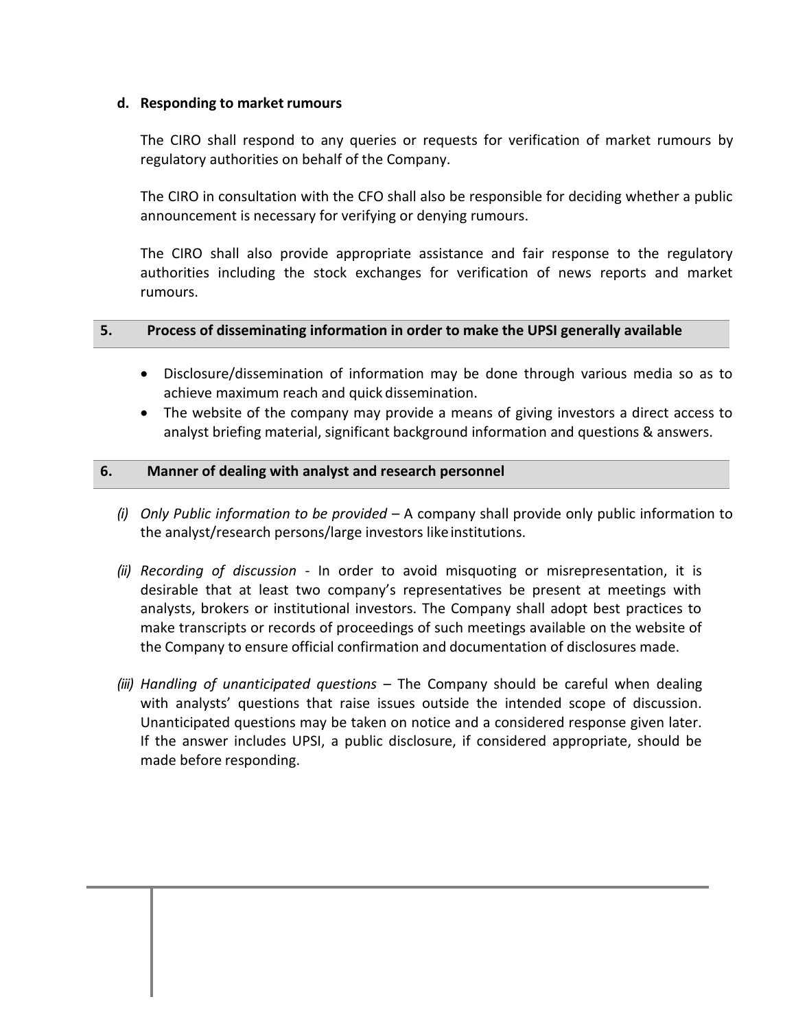#### d. Responding to market rumours

The CIRO shall respond to any queries or requests for verification of market rumours by regulatory authorities on behalf of the Company.

The CIRO in consultation with the CFO shall also be responsible for deciding whether a public announcement is necessary for verifying or denying rumours.

The CIRO shall also provide appropriate assistance and fair response to the regulatory authorities including the stock exchanges for verification of news reports and market rumours.

## 5. Process of disseminating information in order to make the UPSI generally available

- Disclosure/dissemination of information may be done through various media so as to achieve maximum reach and quick dissemination.
- The website of the company may provide a means of giving investors a direct access to analyst briefing material, significant background information and questions & answers.

## 6. Manner of dealing with analyst and research personnel

*(i) Only Public information to be provided* – A company shall provide only public information to the analyst/research persons/large investors like institutions.

*(ii) Recording of discussion* - In order to avoid misquoting or misrepresentation, it is desirable that at least two company's representatives be present at meetings with analysts, brokers or institutional investors. The Company shall adopt best practices to make transcripts or records of proceedings of such meetings available on the website of the Company to ensure official confirmation and documentation of disclosures made.

*(iii) Handling of unanticipated questions* – The Company should be careful when dealing with analysts' questions that raise issues outside the intended scope of discussion. Unanticipated questions may be taken on notice and a considered response given later. If the answer includes UPSI, a public disclosure, if considered appropriate, should be made before responding.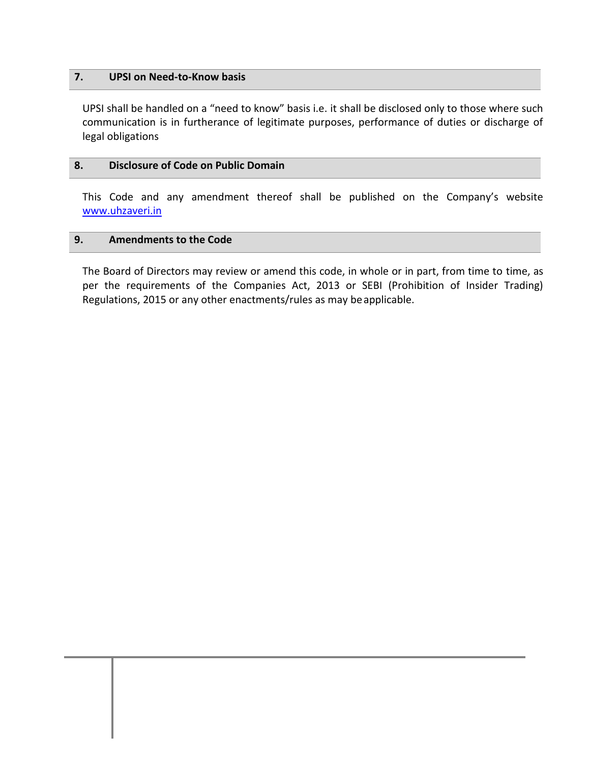## 7. UPSI on Need-to-Know basis

UPSI shall be handled on a "need to know" basis i.e. it shall be disclosed only to those where such communication is in furtherance of legitimate purposes, performance of duties or discharge of legal obligations

## 8. Disclosure of Code on Public Domain

This Code and any amendment thereof shall be published on the Company's website [www.uhzaveri.in](http://www.uhzaveri.in)

## 9. Amendments to the Code

The Board of Directors may review or amend this code, in whole or in part, from time to time, as per the requirements of the Companies Act, 2013 or SEBI (Prohibition of Insider Trading) Regulations, 2015 or any other enactments/rules as may be applicable.